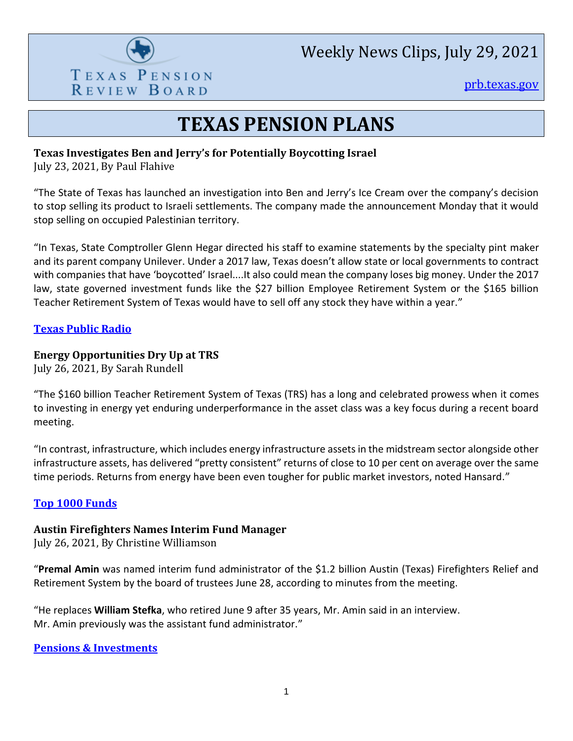Texas Pension Review Board

# Weekly News Clips, July 29, 2021

prb.texas.gov

# TEXAS PENSION PLANS

**Texas Investigates Ben and Jerry's for Potentially Boycotting Israel**
July 23, 2021, By Paul Flahive

"The State of Texas has launched an investigation into Ben and Jerry's Ice Cream over the company's decision to stop selling its product to Israeli settlements. The company made the announcement Monday that it would stop selling on occupied Palestinian territory.

"In Texas, State Comptroller Glenn Hegar directed his staff to examine statements by the specialty pint maker and its parent company Unilever. Under a 2017 law, Texas doesn't allow state or local governments to contract with companies that have 'boycotted' Israel....It also could mean the company loses big money. Under the 2017 law, state governed investment funds like the $27 billion Employee Retirement System or the $165 billion Teacher Retirement System of Texas would have to sell off any stock they have within a year."

**[Texas Public Radio]**

**Energy Opportunities Dry Up at TRS**
July 26, 2021, By Sarah Rundell

"The $160 billion Teacher Retirement System of Texas (TRS) has a long and celebrated prowess when it comes to investing in energy yet enduring underperformance in the asset class was a key focus during a recent board meeting.

"In contrast, infrastructure, which includes energy infrastructure assets in the midstream sector alongside other infrastructure assets, has delivered "pretty consistent" returns of close to 10 per cent on average over the same time periods. Returns from energy have been even tougher for public market investors, noted Hansard."

**[Top 1000 Funds]**

**Austin Firefighters Names Interim Fund Manager**
July 26, 2021, By Christine Williamson

"**Premal Amin** was named interim fund administrator of the $1.2 billion Austin (Texas) Firefighters Relief and Retirement System by the board of trustees June 28, according to minutes from the meeting.

"He replaces **William Stefka**, who retired June 9 after 35 years, Mr. Amin said in an interview.
Mr. Amin previously was the assistant fund administrator."

**[Pensions & Investments]**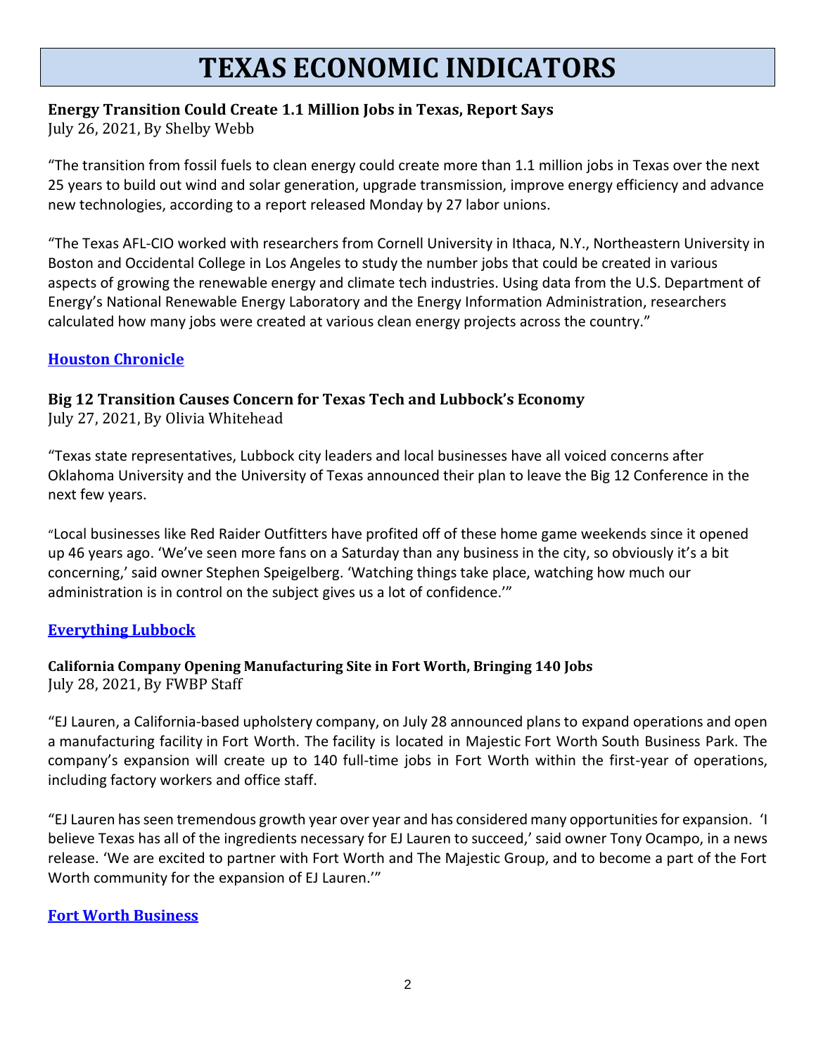# TEXAS ECONOMIC INDICATORS

### Energy Transition Could Create 1.1 Million Jobs in Texas, Report Says

July 26, 2021, By Shelby Webb

"The transition from fossil fuels to clean energy could create more than 1.1 million jobs in Texas over the next 25 years to build out wind and solar generation, upgrade transmission, improve energy efficiency and advance new technologies, according to a report released Monday by 27 labor unions.

"The Texas AFL-CIO worked with researchers from Cornell University in Ithaca, N.Y., Northeastern University in Boston and Occidental College in Los Angeles to study the number jobs that could be created in various aspects of growing the renewable energy and climate tech industries. Using data from the U.S. Department of Energy's National Renewable Energy Laboratory and the Energy Information Administration, researchers calculated how many jobs were created at various clean energy projects across the country."

**Houston Chronicle**

### Big 12 Transition Causes Concern for Texas Tech and Lubbock's Economy

July 27, 2021, By Olivia Whitehead

"Texas state representatives, Lubbock city leaders and local businesses have all voiced concerns after Oklahoma University and the University of Texas announced their plan to leave the Big 12 Conference in the next few years.

"Local businesses like Red Raider Outfitters have profited off of these home game weekends since it opened up 46 years ago. 'We've seen more fans on a Saturday than any business in the city, so obviously it's a bit concerning,' said owner Stephen Speigelberg. 'Watching things take place, watching how much our administration is in control on the subject gives us a lot of confidence.'"

**Everything Lubbock**

### California Company Opening Manufacturing Site in Fort Worth, Bringing 140 Jobs

July 28, 2021, By FWBP Staff

"EJ Lauren, a California-based upholstery company, on July 28 announced plans to expand operations and open a manufacturing facility in Fort Worth. The facility is located in Majestic Fort Worth South Business Park. The company's expansion will create up to 140 full-time jobs in Fort Worth within the first-year of operations, including factory workers and office staff.

"EJ Lauren has seen tremendous growth year over year and has considered many opportunities for expansion. 'I believe Texas has all of the ingredients necessary for EJ Lauren to succeed,' said owner Tony Ocampo, in a news release. 'We are excited to partner with Fort Worth and The Majestic Group, and to become a part of the Fort Worth community for the expansion of EJ Lauren.'"

**Fort Worth Business**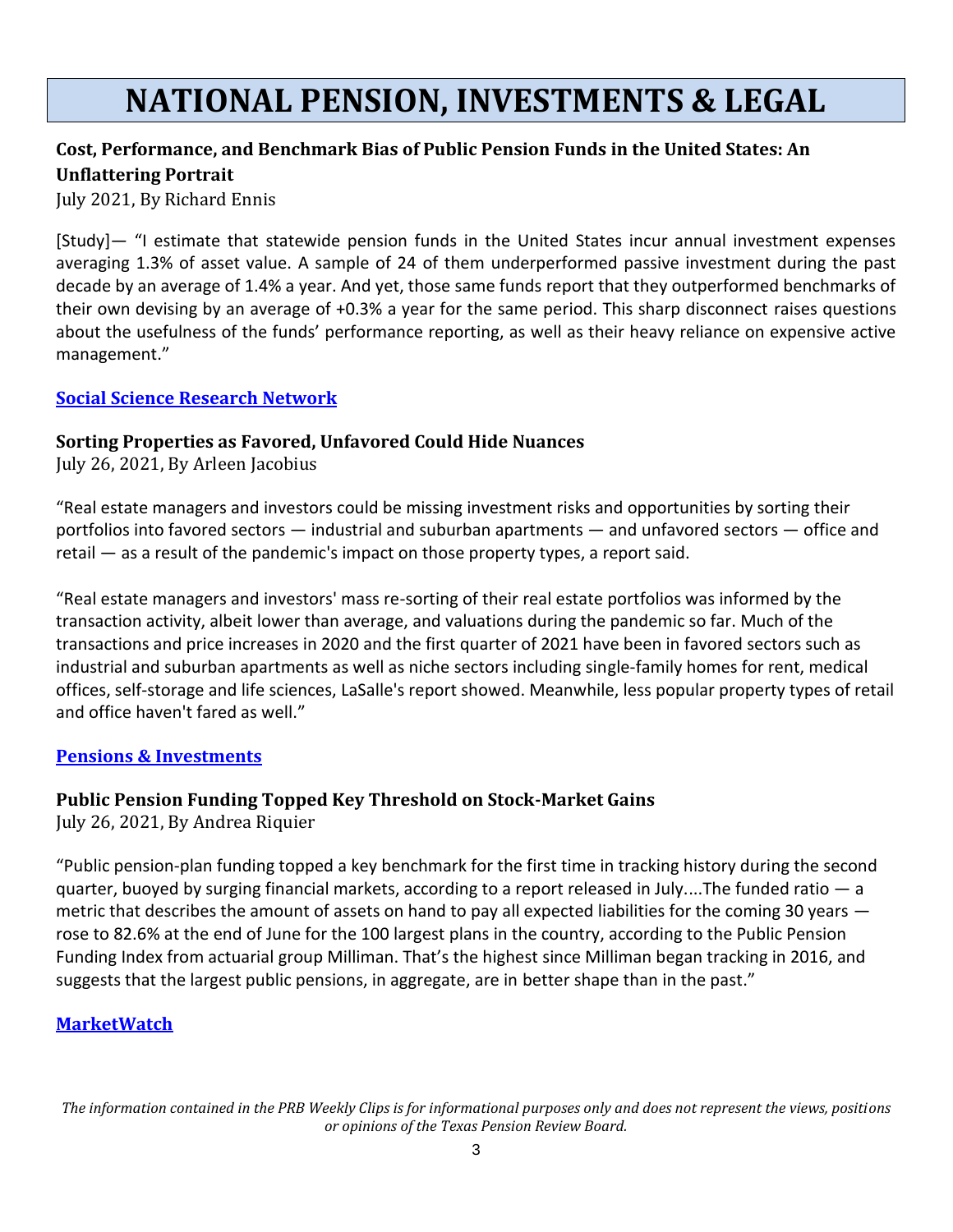# NATIONAL PENSION, INVESTMENTS & LEGAL

### Cost, Performance, and Benchmark Bias of Public Pension Funds in the United States: An Unflattering Portrait

July 2021, By Richard Ennis

[Study]— "I estimate that statewide pension funds in the United States incur annual investment expenses averaging 1.3% of asset value. A sample of 24 of them underperformed passive investment during the past decade by an average of 1.4% a year. And yet, those same funds report that they outperformed benchmarks of their own devising by an average of +0.3% a year for the same period. This sharp disconnect raises questions about the usefulness of the funds' performance reporting, as well as their heavy reliance on expensive active management."

**Social Science Research Network**

### Sorting Properties as Favored, Unfavored Could Hide Nuances

July 26, 2021, By Arleen Jacobius

"Real estate managers and investors could be missing investment risks and opportunities by sorting their portfolios into favored sectors — industrial and suburban apartments — and unfavored sectors — office and retail — as a result of the pandemic's impact on those property types, a report said.

"Real estate managers and investors' mass re-sorting of their real estate portfolios was informed by the transaction activity, albeit lower than average, and valuations during the pandemic so far. Much of the transactions and price increases in 2020 and the first quarter of 2021 have been in favored sectors such as industrial and suburban apartments as well as niche sectors including single-family homes for rent, medical offices, self-storage and life sciences, LaSalle's report showed. Meanwhile, less popular property types of retail and office haven't fared as well."

**Pensions & Investments**

### Public Pension Funding Topped Key Threshold on Stock-Market Gains

July 26, 2021, By Andrea Riquier

"Public pension-plan funding topped a key benchmark for the first time in tracking history during the second quarter, buoyed by surging financial markets, according to a report released in July....The funded ratio — a metric that describes the amount of assets on hand to pay all expected liabilities for the coming 30 years — rose to 82.6% at the end of June for the 100 largest plans in the country, according to the Public Pension Funding Index from actuarial group Milliman. That's the highest since Milliman began tracking in 2016, and suggests that the largest public pensions, in aggregate, are in better shape than in the past."

**MarketWatch**

*The information contained in the PRB Weekly Clips is for informational purposes only and does not represent the views, positions or opinions of the Texas Pension Review Board.*